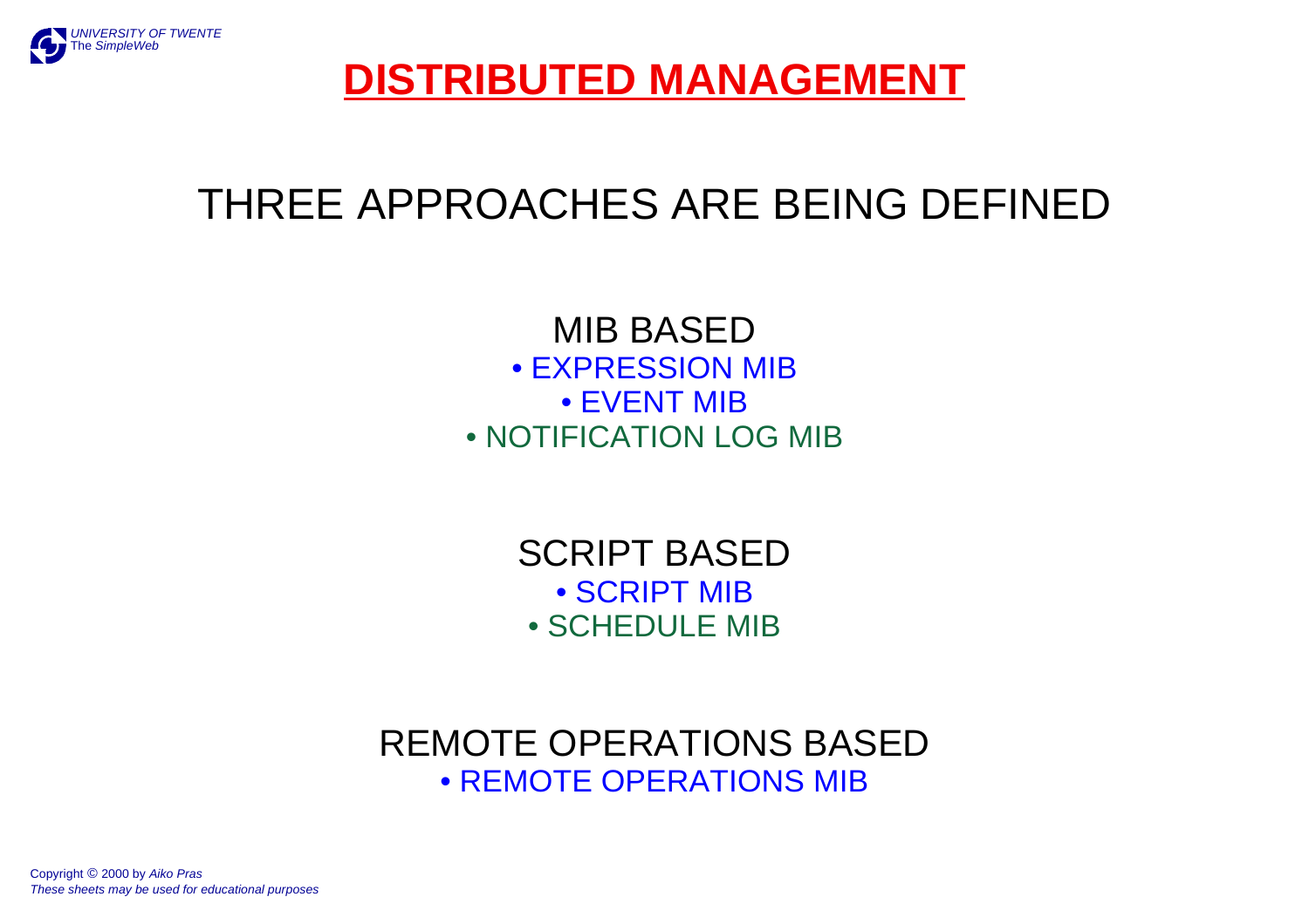# DISTRIBUTED MANAGEMENT

## THREE APPROACHES ARE BEING DEFINED

### MIB BASED

- EXPRESSION MIB
- EVENT MIB
- NOTIFICATION LOG MIB

### SCRIPT BASED

- SCRIPT MIB
- SCHEDULE MIB

### REMOTE OPERATIONS BASED

- REMOTE OPERATIONS MIB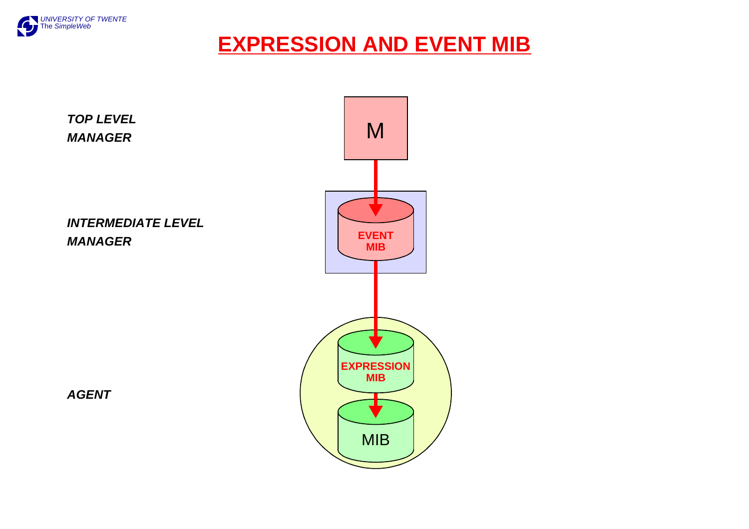# EXPRESSION AND EVENT MIB

*TOP LEVEL MANAGER*

M

*INTERMEDIATE LEVEL MANAGER*

**EVENT MIB**

*AGENT*

**EXPRESSION MIB**

MIB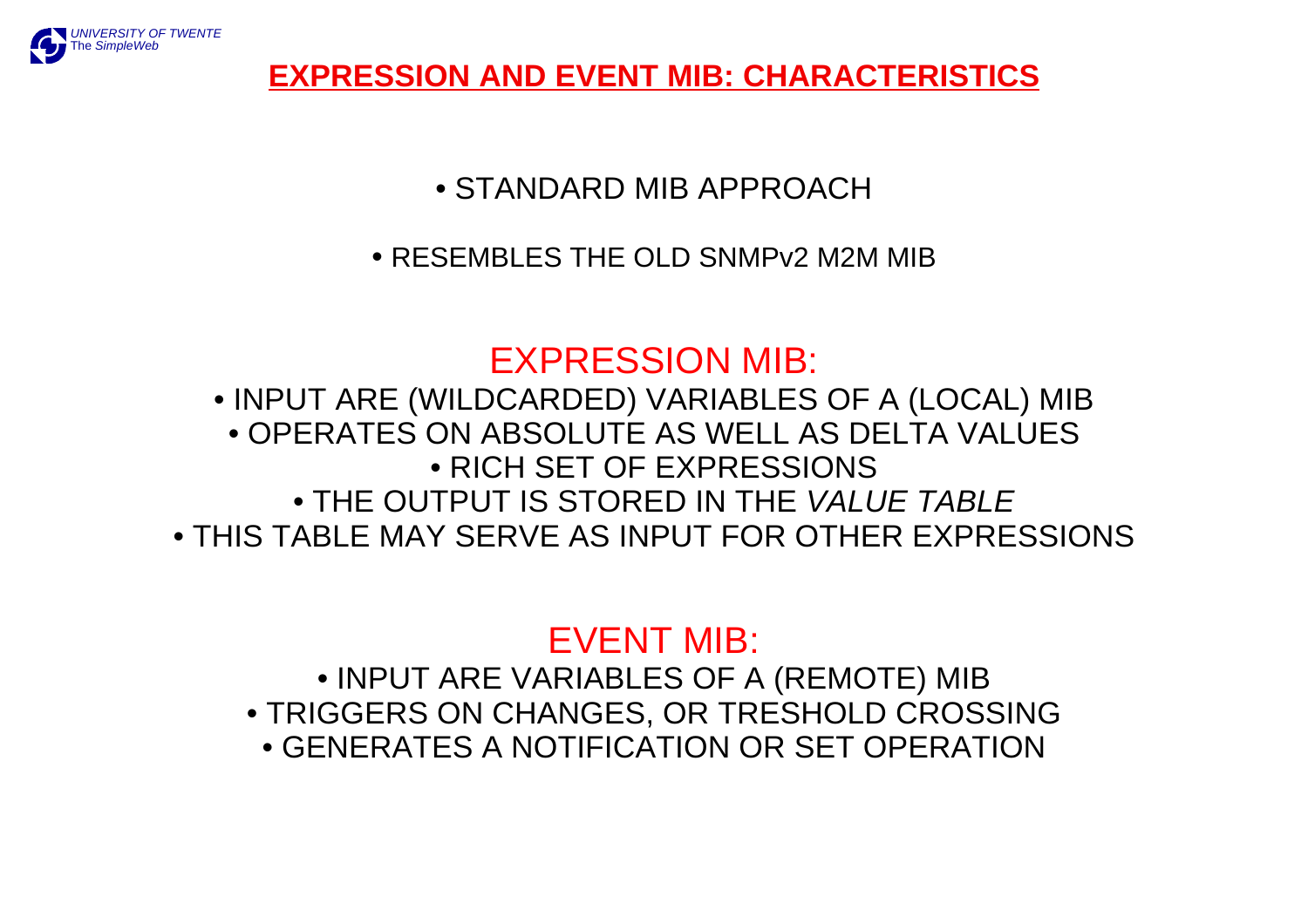# EXPRESSION AND EVENT MIB: CHARACTERISTICS

- STANDARD MIB APPROACH
- RESEMBLES THE OLD SNMPv2 M2M MIB

## EXPRESSION MIB:

- INPUT ARE (WILDCARDED) VARIABLES OF A (LOCAL) MIB
- OPERATES ON ABSOLUTE AS WELL AS DELTA VALUES
- RICH SET OF EXPRESSIONS
- THE OUTPUT IS STORED IN THE *VALUE TABLE*
- THIS TABLE MAY SERVE AS INPUT FOR OTHER EXPRESSIONS

## EVENT MIB:

- INPUT ARE VARIABLES OF A (REMOTE) MIB
- TRIGGERS ON CHANGES, OR TRESHOLD CROSSING
- GENERATES A NOTIFICATION OR SET OPERATION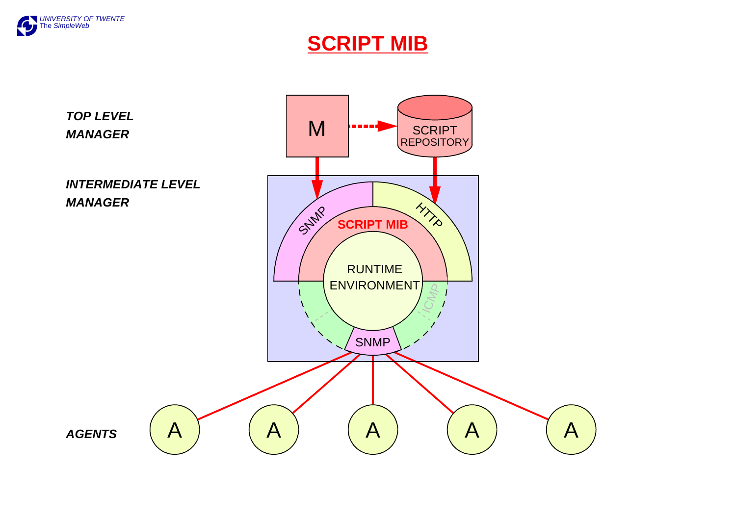# SCRIPT MIB

*TOP LEVEL MANAGER*

M

SCRIPT REPOSITORY

*INTERMEDIATE LEVEL MANAGER*

SNMP

HTTP

SCRIPT MIB

RUNTIME ENVIRONMENT

ICMP

SNMP

*AGENTS*

A A A A A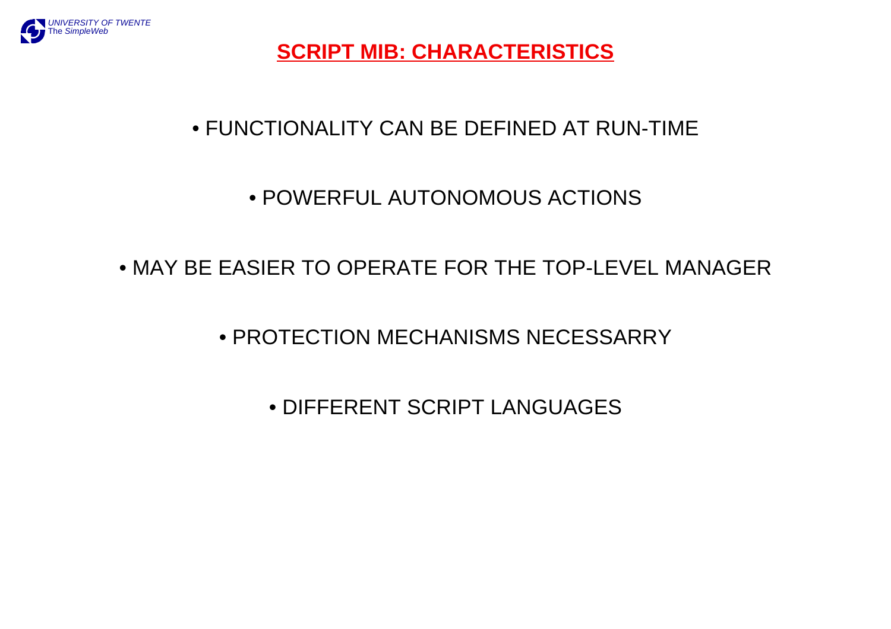# SCRIPT MIB: CHARACTERISTICS

- FUNCTIONALITY CAN BE DEFINED AT RUN-TIME
- POWERFUL AUTONOMOUS ACTIONS
- MAY BE EASIER TO OPERATE FOR THE TOP-LEVEL MANAGER
- PROTECTION MECHANISMS NECESSARRY
- DIFFERENT SCRIPT LANGUAGES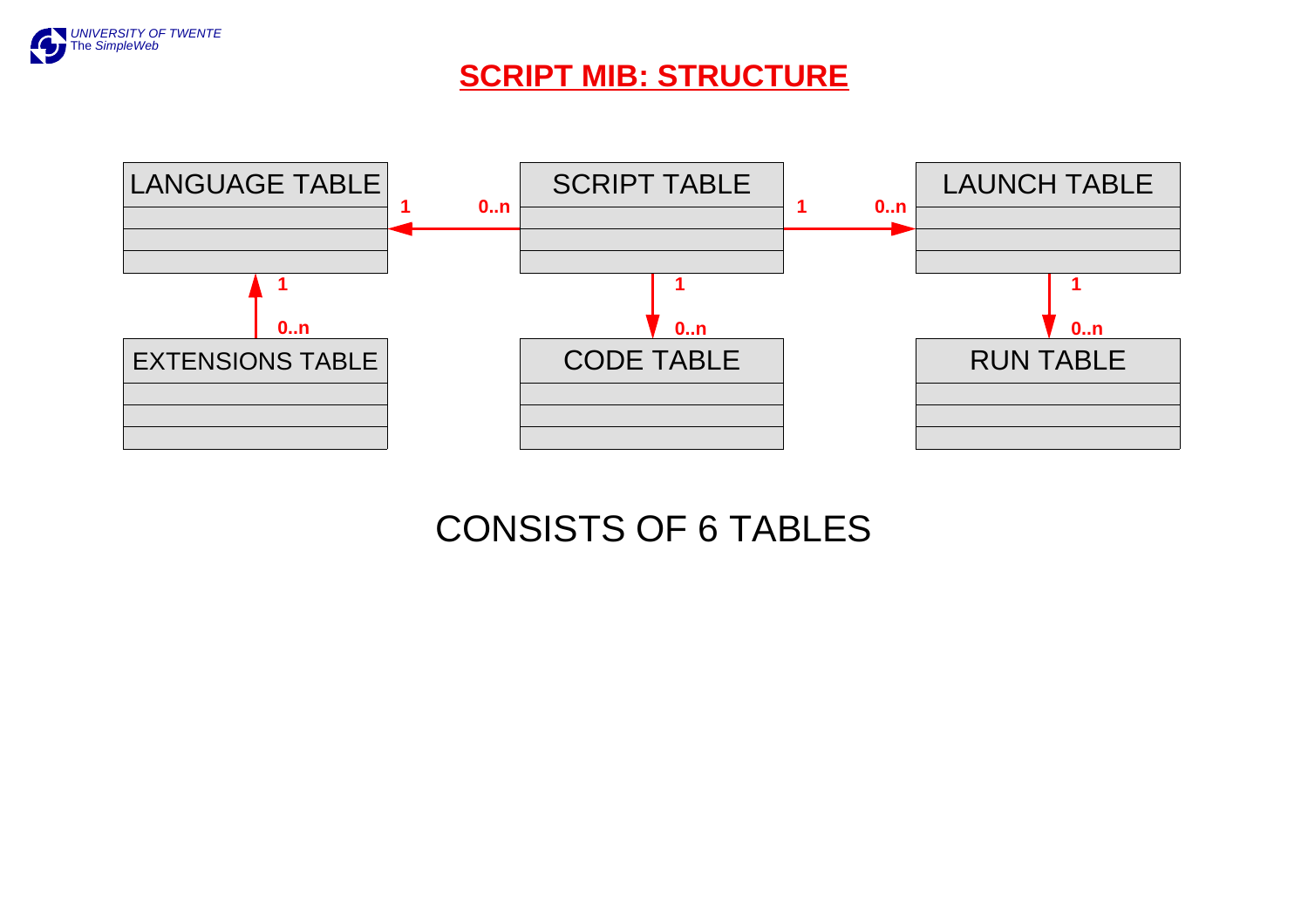# SCRIPT MIB: STRUCTURE

LANGUAGE TABLE

SCRIPT TABLE

LAUNCH TABLE

EXTENSIONS TABLE

CODE TABLE

RUN TABLE

1 0..n

CONSISTS OF 6 TABLES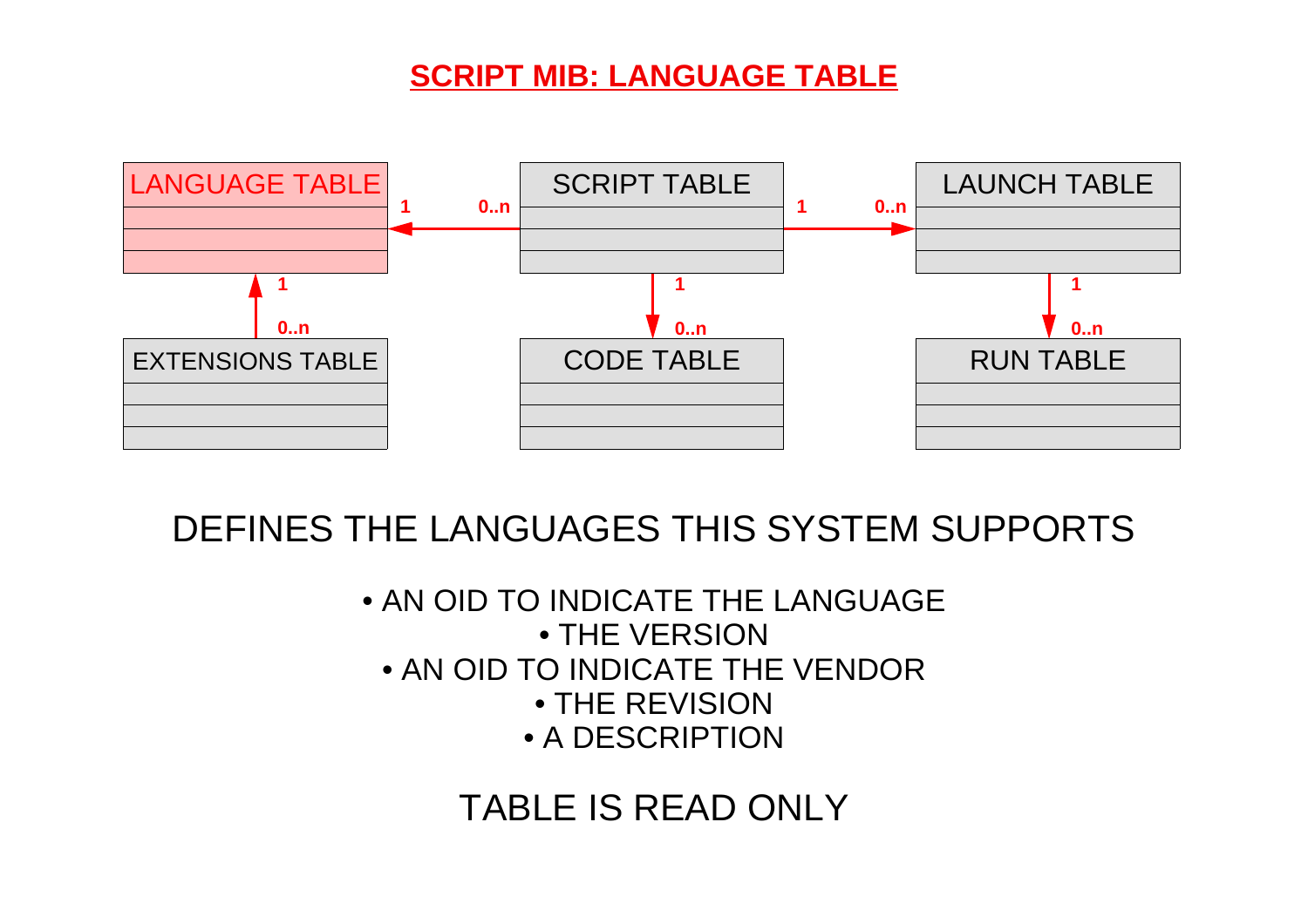# SCRIPT MIB: LANGUAGE TABLE

LANGUAGE TABLE

SCRIPT TABLE

LAUNCH TABLE

EXTENSIONS TABLE

CODE TABLE

RUN TABLE

1 0..n 1 0..n

1 0..n 1 0..n 1 0..n

DEFINES THE LANGUAGES THIS SYSTEM SUPPORTS

- AN OID TO INDICATE THE LANGUAGE
- THE VERSION
- AN OID TO INDICATE THE VENDOR
- THE REVISION
- A DESCRIPTION

TABLE IS READ ONLY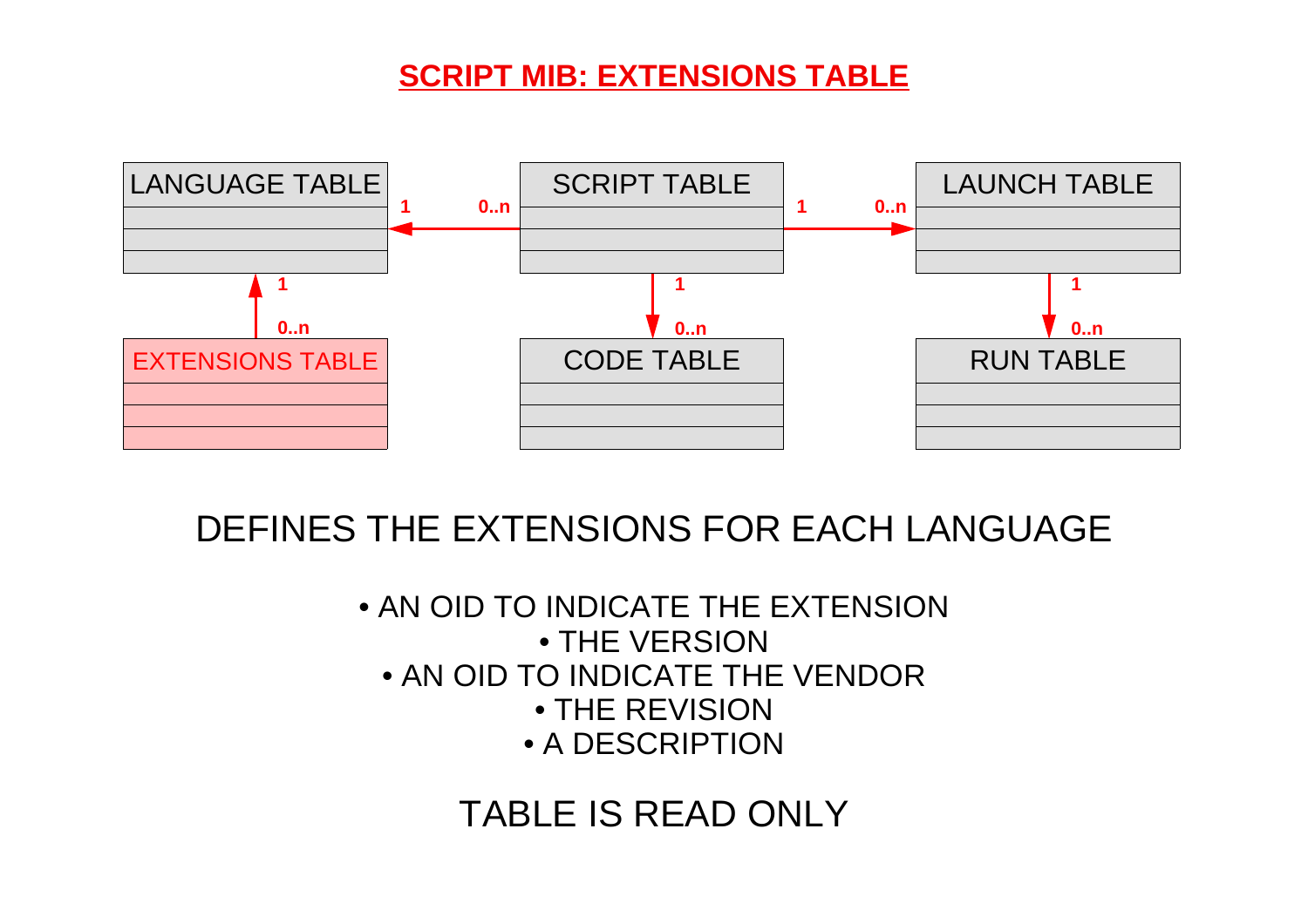# SCRIPT MIB: EXTENSIONS TABLE

LANGUAGE TABLE

SCRIPT TABLE

LAUNCH TABLE

EXTENSIONS TABLE

CODE TABLE

RUN TABLE

1 0..n

DEFINES THE EXTENSIONS FOR EACH LANGUAGE

- AN OID TO INDICATE THE EXTENSION
- THE VERSION
- AN OID TO INDICATE THE VENDOR
- THE REVISION
- A DESCRIPTION

TABLE IS READ ONLY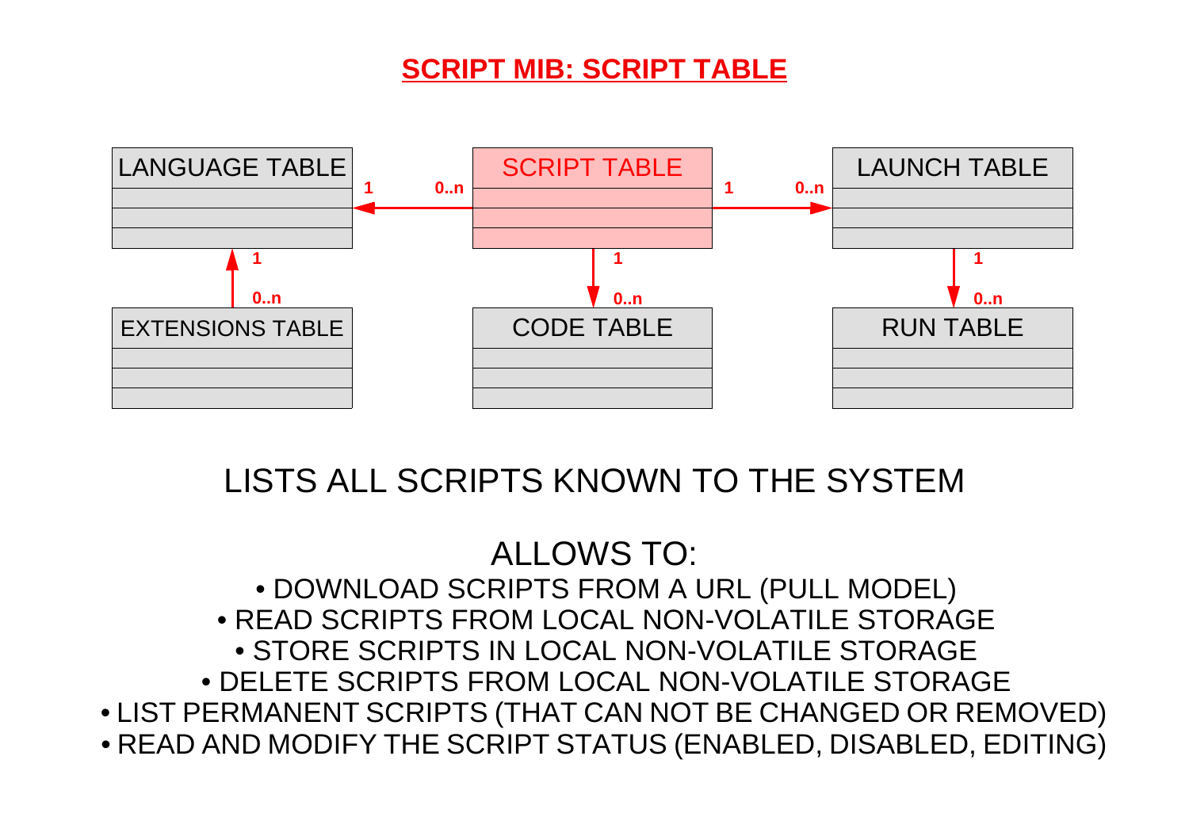# SCRIPT MIB: SCRIPT TABLE

LANGUAGE TABLE

SCRIPT TABLE

LAUNCH TABLE

EXTENSIONS TABLE

CODE TABLE

RUN TABLE

LISTS ALL SCRIPTS KNOWN TO THE SYSTEM

ALLOWS TO:

- DOWNLOAD SCRIPTS FROM A URL (PULL MODEL)
- READ SCRIPTS FROM LOCAL NON-VOLATILE STORAGE
- STORE SCRIPTS IN LOCAL NON-VOLATILE STORAGE
- DELETE SCRIPTS FROM LOCAL NON-VOLATILE STORAGE
- LIST PERMANENT SCRIPTS (THAT CAN NOT BE CHANGED OR REMOVED)
- READ AND MODIFY THE SCRIPT STATUS (ENABLED, DISABLED, EDITING)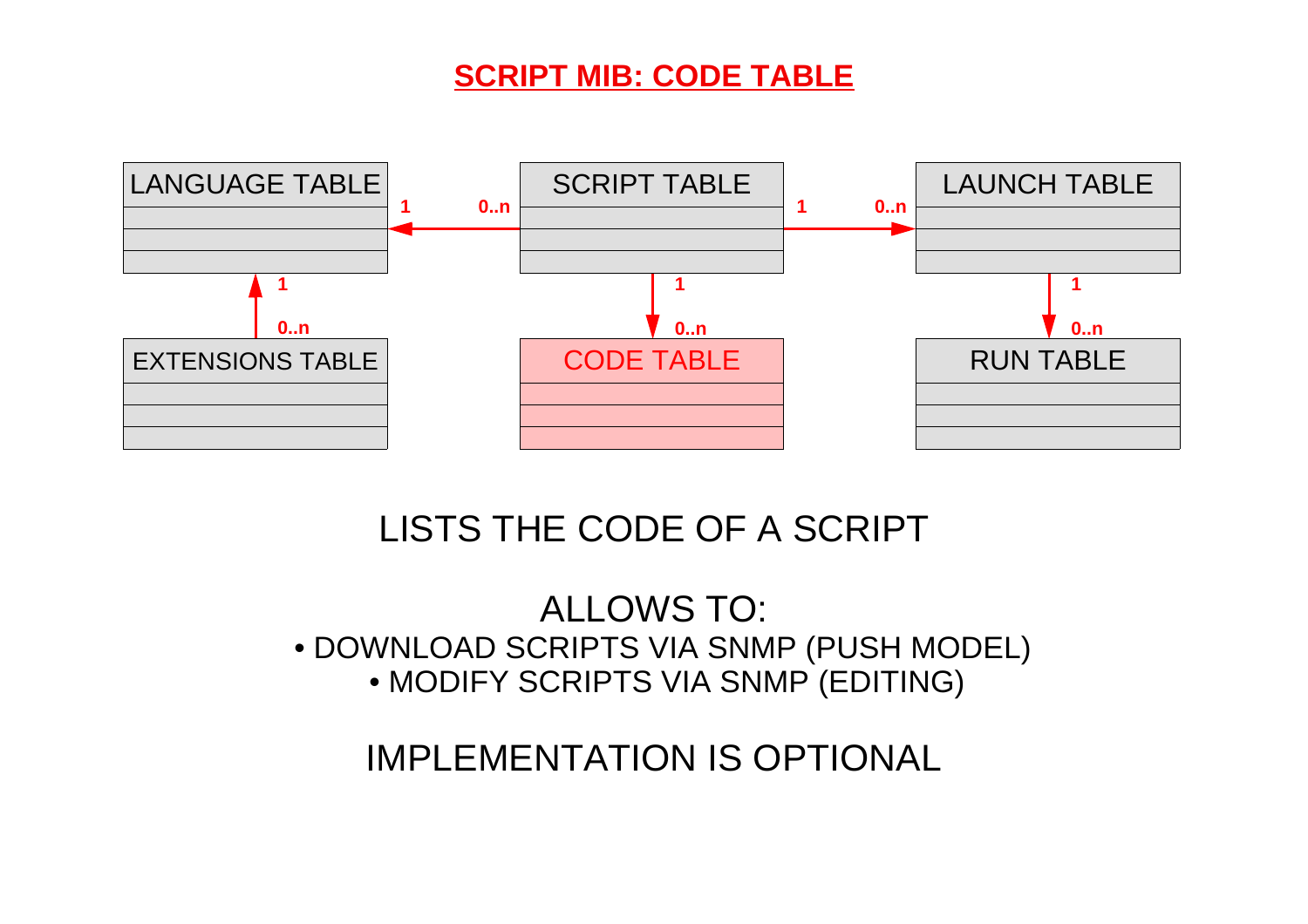# SCRIPT MIB: CODE TABLE

LANGUAGE TABLE

SCRIPT TABLE

LAUNCH TABLE

EXTENSIONS TABLE

CODE TABLE

RUN TABLE

LISTS THE CODE OF A SCRIPT

ALLOWS TO:

- DOWNLOAD SCRIPTS VIA SNMP (PUSH MODEL)
- MODIFY SCRIPTS VIA SNMP (EDITING)

IMPLEMENTATION IS OPTIONAL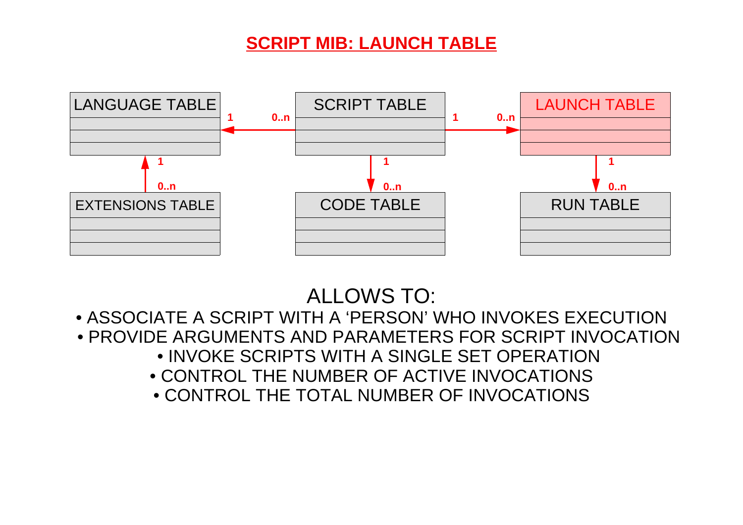# SCRIPT MIB: LAUNCH TABLE

LANGUAGE TABLE — 1 — 0..n — SCRIPT TABLE — 1 — 0..n — LAUNCH TABLE

EXTENSIONS TABLE (0..n) → LANGUAGE TABLE (1)

SCRIPT TABLE (1) → CODE TABLE (0..n)

LAUNCH TABLE (1) → RUN TABLE (0..n)

ALLOWS TO:

- ASSOCIATE A SCRIPT WITH A 'PERSON' WHO INVOKES EXECUTION
- PROVIDE ARGUMENTS AND PARAMETERS FOR SCRIPT INVOCATION
- INVOKE SCRIPTS WITH A SINGLE SET OPERATION
- CONTROL THE NUMBER OF ACTIVE INVOCATIONS
- CONTROL THE TOTAL NUMBER OF INVOCATIONS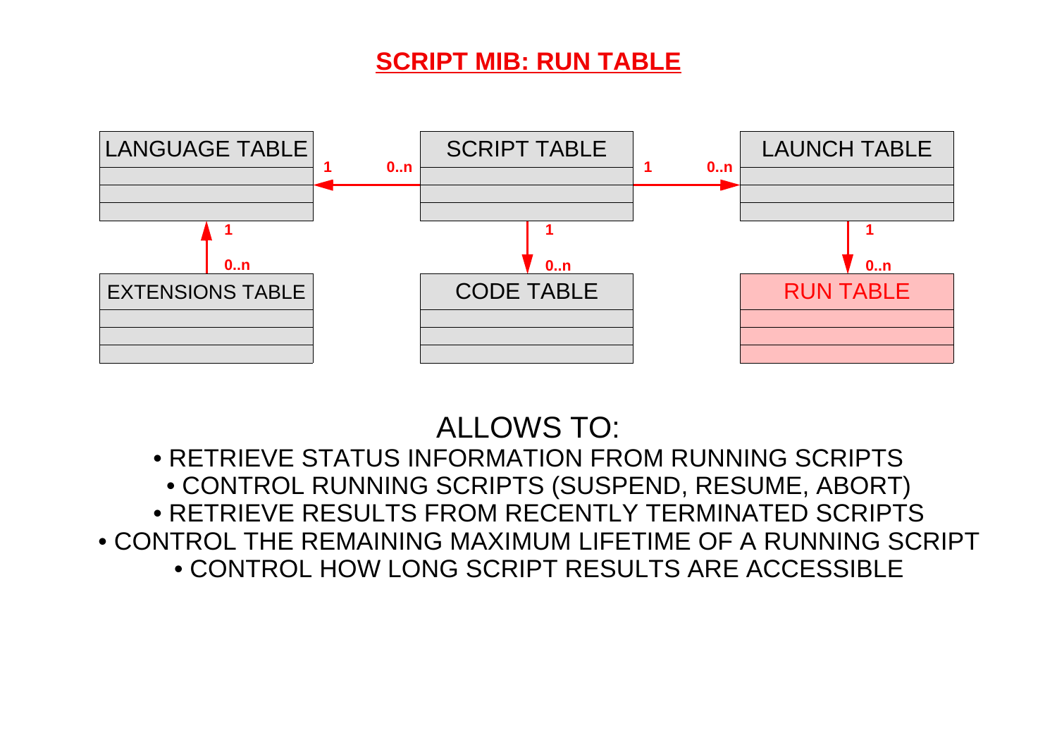# SCRIPT MIB: RUN TABLE

LANGUAGE TABLE (1) ← (0..n) SCRIPT TABLE (1) → (0..n) LAUNCH TABLE

EXTENSIONS TABLE (0..n) → (1) LANGUAGE TABLE

SCRIPT TABLE (1) → (0..n) CODE TABLE

LAUNCH TABLE (1) → (0..n) RUN TABLE

ALLOWS TO:

- RETRIEVE STATUS INFORMATION FROM RUNNING SCRIPTS
- CONTROL RUNNING SCRIPTS (SUSPEND, RESUME, ABORT)
- RETRIEVE RESULTS FROM RECENTLY TERMINATED SCRIPTS
- CONTROL THE REMAINING MAXIMUM LIFETIME OF A RUNNING SCRIPT
- CONTROL HOW LONG SCRIPT RESULTS ARE ACCESSIBLE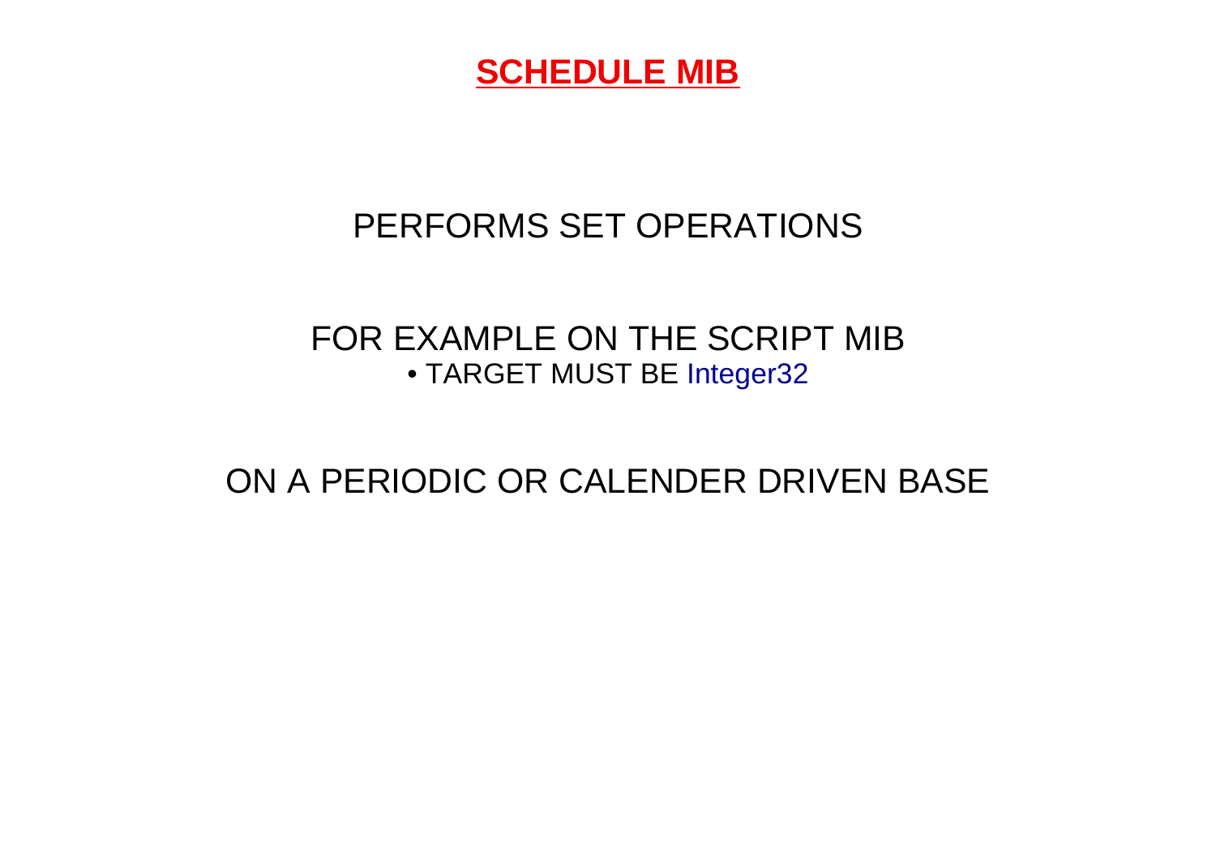# SCHEDULE MIB

PERFORMS SET OPERATIONS

FOR EXAMPLE ON THE SCRIPT MIB

- TARGET MUST BE Integer32

ON A PERIODIC OR CALENDER DRIVEN BASE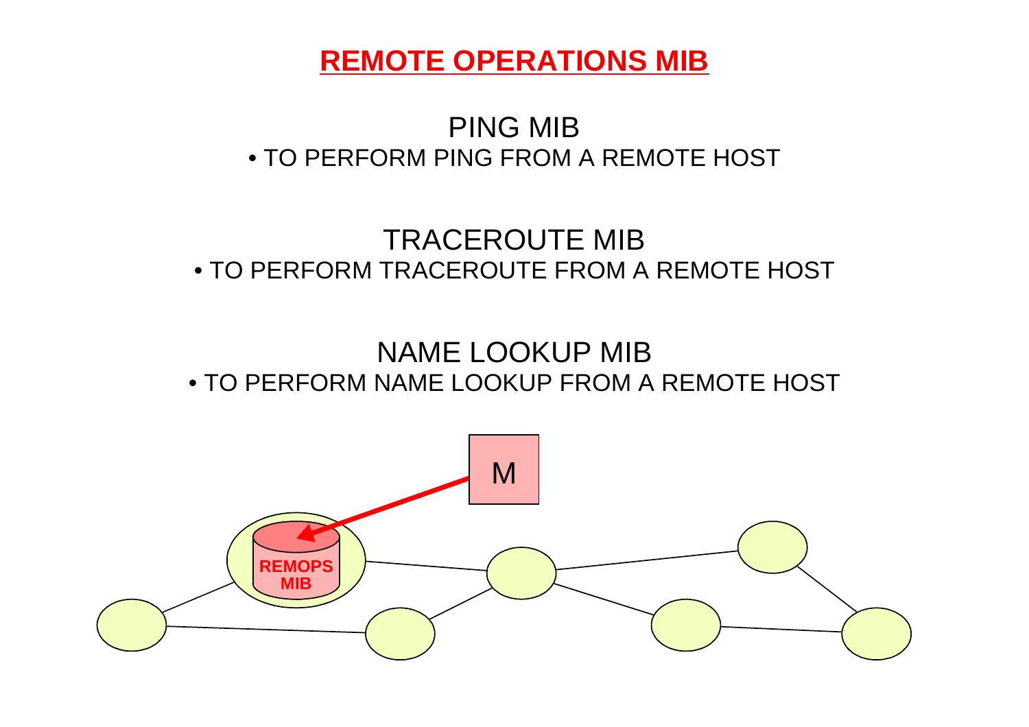# REMOTE OPERATIONS MIB

## PING MIB

- TO PERFORM PING FROM A REMOTE HOST

## TRACEROUTE MIB

- TO PERFORM TRACEROUTE FROM A REMOTE HOST

## NAME LOOKUP MIB

- TO PERFORM NAME LOOKUP FROM A REMOTE HOST

M

REMOPS MIB